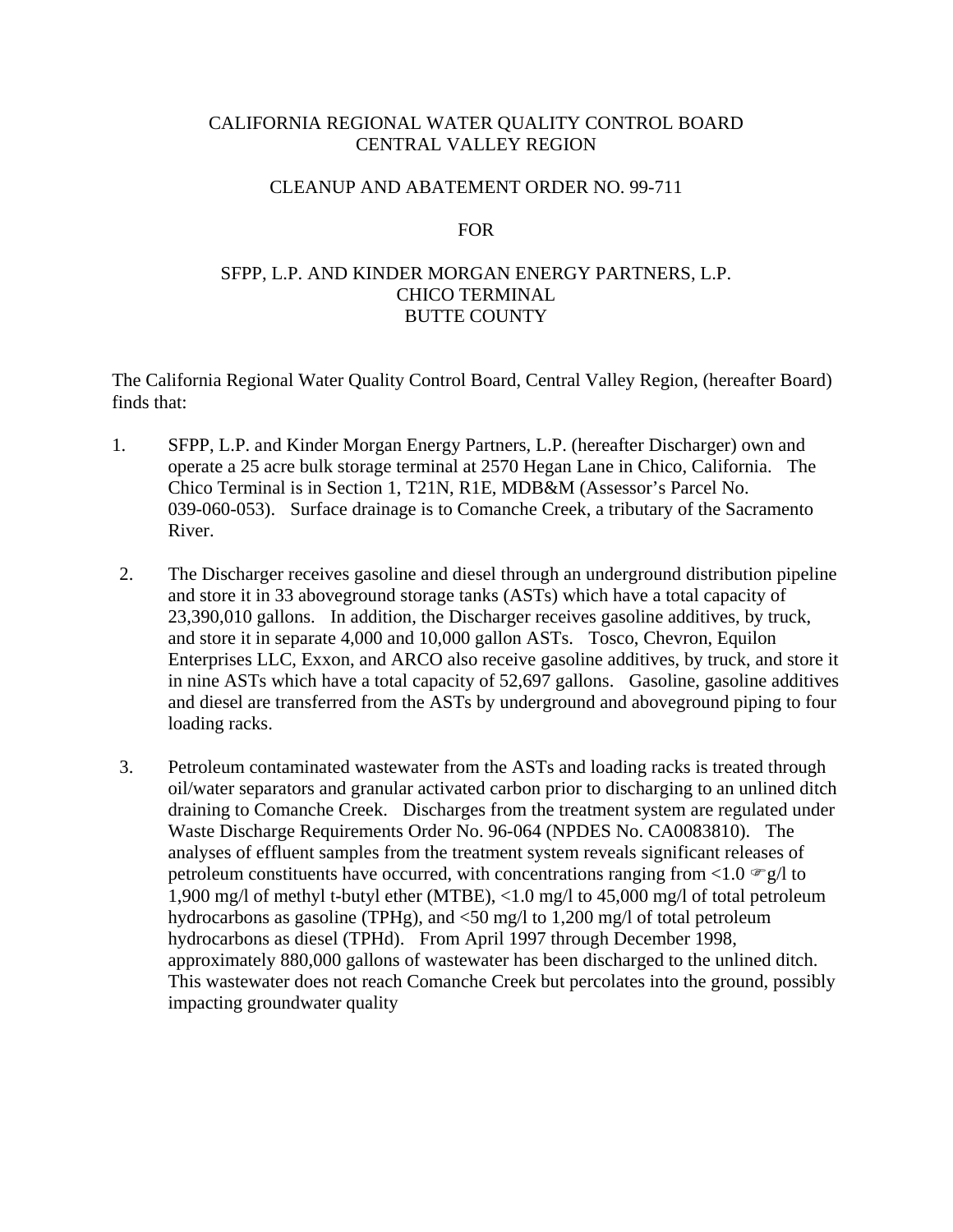CALIFORNIA REGIONAL WATER QUALITY CONTROL BOARD
CENTRAL VALLEY REGION

CLEANUP AND ABATEMENT ORDER NO. 99-711

FOR

SFPP, L.P. AND KINDER MORGAN ENERGY PARTNERS, L.P.
CHICO TERMINAL
BUTTE COUNTY

The California Regional Water Quality Control Board, Central Valley Region, (hereafter Board) finds that:

1. SFPP, L.P. and Kinder Morgan Energy Partners, L.P. (hereafter Discharger) own and operate a 25 acre bulk storage terminal at 2570 Hegan Lane in Chico, California. The Chico Terminal is in Section 1, T21N, R1E, MDB&M (Assessor's Parcel No. 039-060-053). Surface drainage is to Comanche Creek, a tributary of the Sacramento River.

2. The Discharger receives gasoline and diesel through an underground distribution pipeline and store it in 33 aboveground storage tanks (ASTs) which have a total capacity of 23,390,010 gallons. In addition, the Discharger receives gasoline additives, by truck, and store it in separate 4,000 and 10,000 gallon ASTs. Tosco, Chevron, Equilon Enterprises LLC, Exxon, and ARCO also receive gasoline additives, by truck, and store it in nine ASTs which have a total capacity of 52,697 gallons. Gasoline, gasoline additives and diesel are transferred from the ASTs by underground and aboveground piping to four loading racks.

3. Petroleum contaminated wastewater from the ASTs and loading racks is treated through oil/water separators and granular activated carbon prior to discharging to an unlined ditch draining to Comanche Creek. Discharges from the treatment system are regulated under Waste Discharge Requirements Order No. 96-064 (NPDES No. CA0083810). The analyses of effluent samples from the treatment system reveals significant releases of petroleum constituents have occurred, with concentrations ranging from <1.0 ☞g/l to 1,900 mg/l of methyl t-butyl ether (MTBE), <1.0 mg/l to 45,000 mg/l of total petroleum hydrocarbons as gasoline (TPHg), and <50 mg/l to 1,200 mg/l of total petroleum hydrocarbons as diesel (TPHd). From April 1997 through December 1998, approximately 880,000 gallons of wastewater has been discharged to the unlined ditch. This wastewater does not reach Comanche Creek but percolates into the ground, possibly impacting groundwater quality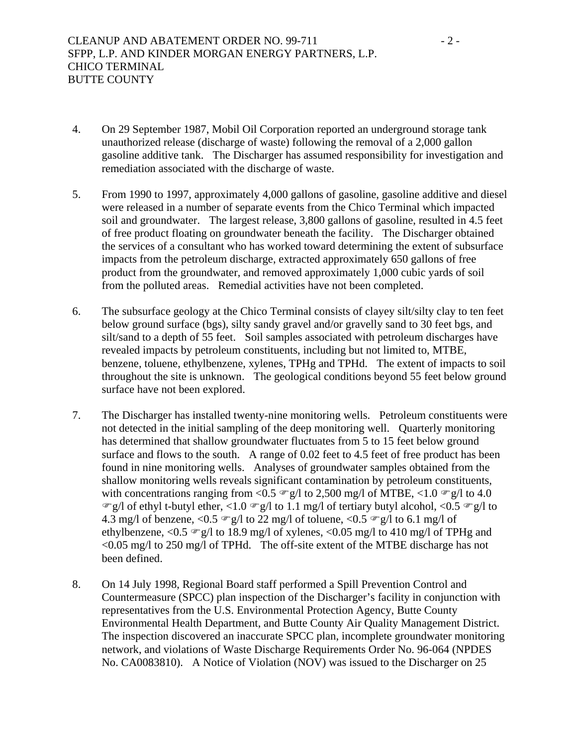4. On 29 September 1987, Mobil Oil Corporation reported an underground storage tank unauthorized release (discharge of waste) following the removal of a 2,000 gallon gasoline additive tank. The Discharger has assumed responsibility for investigation and remediation associated with the discharge of waste.

5. From 1990 to 1997, approximately 4,000 gallons of gasoline, gasoline additive and diesel were released in a number of separate events from the Chico Terminal which impacted soil and groundwater. The largest release, 3,800 gallons of gasoline, resulted in 4.5 feet of free product floating on groundwater beneath the facility. The Discharger obtained the services of a consultant who has worked toward determining the extent of subsurface impacts from the petroleum discharge, extracted approximately 650 gallons of free product from the groundwater, and removed approximately 1,000 cubic yards of soil from the polluted areas. Remedial activities have not been completed.

6. The subsurface geology at the Chico Terminal consists of clayey silt/silty clay to ten feet below ground surface (bgs), silty sandy gravel and/or gravelly sand to 30 feet bgs, and silt/sand to a depth of 55 feet. Soil samples associated with petroleum discharges have revealed impacts by petroleum constituents, including but not limited to, MTBE, benzene, toluene, ethylbenzene, xylenes, TPHg and TPHd. The extent of impacts to soil throughout the site is unknown. The geological conditions beyond 55 feet below ground surface have not been explored.

7. The Discharger has installed twenty-nine monitoring wells. Petroleum constituents were not detected in the initial sampling of the deep monitoring well. Quarterly monitoring has determined that shallow groundwater fluctuates from 5 to 15 feet below ground surface and flows to the south. A range of 0.02 feet to 4.5 feet of free product has been found in nine monitoring wells. Analyses of groundwater samples obtained from the shallow monitoring wells reveals significant contamination by petroleum constituents, with concentrations ranging from <0.5 µg/l to 2,500 mg/l of MTBE, <1.0 µg/l to 4.0 µg/l of ethyl t-butyl ether, <1.0 µg/l to 1.1 mg/l of tertiary butyl alcohol, <0.5 µg/l to 4.3 mg/l of benzene, <0.5 µg/l to 22 mg/l of toluene, <0.5 µg/l to 6.1 mg/l of ethylbenzene, <0.5 µg/l to 18.9 mg/l of xylenes, <0.05 mg/l to 410 mg/l of TPHg and <0.05 mg/l to 250 mg/l of TPHd. The off-site extent of the MTBE discharge has not been defined.

8. On 14 July 1998, Regional Board staff performed a Spill Prevention Control and Countermeasure (SPCC) plan inspection of the Discharger's facility in conjunction with representatives from the U.S. Environmental Protection Agency, Butte County Environmental Health Department, and Butte County Air Quality Management District. The inspection discovered an inaccurate SPCC plan, incomplete groundwater monitoring network, and violations of Waste Discharge Requirements Order No. 96-064 (NPDES No. CA0083810). A Notice of Violation (NOV) was issued to the Discharger on 25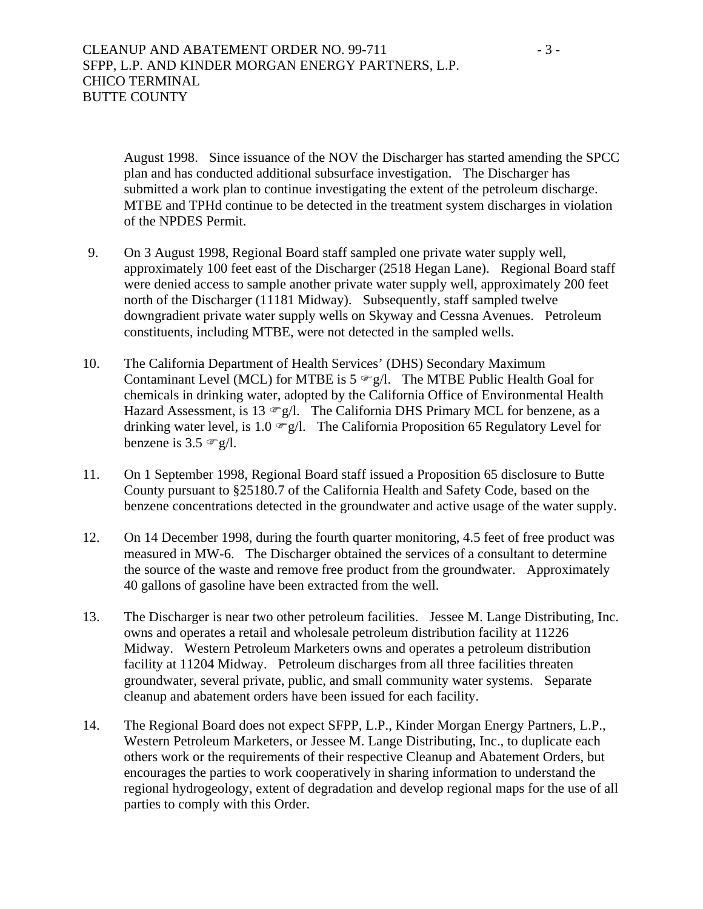August 1998. Since issuance of the NOV the Discharger has started amending the SPCC plan and has conducted additional subsurface investigation. The Discharger has submitted a work plan to continue investigating the extent of the petroleum discharge. MTBE and TPHd continue to be detected in the treatment system discharges in violation of the NPDES Permit.

9. On 3 August 1998, Regional Board staff sampled one private water supply well, approximately 100 feet east of the Discharger (2518 Hegan Lane). Regional Board staff were denied access to sample another private water supply well, approximately 200 feet north of the Discharger (11181 Midway). Subsequently, staff sampled twelve downgradient private water supply wells on Skyway and Cessna Avenues. Petroleum constituents, including MTBE, were not detected in the sampled wells.

10. The California Department of Health Services' (DHS) Secondary Maximum Contaminant Level (MCL) for MTBE is 5 ☞g/l. The MTBE Public Health Goal for chemicals in drinking water, adopted by the California Office of Environmental Health Hazard Assessment, is 13 ☞g/l. The California DHS Primary MCL for benzene, as a drinking water level, is 1.0 ☞g/l. The California Proposition 65 Regulatory Level for benzene is 3.5 ☞g/l.

11. On 1 September 1998, Regional Board staff issued a Proposition 65 disclosure to Butte County pursuant to §25180.7 of the California Health and Safety Code, based on the benzene concentrations detected in the groundwater and active usage of the water supply.

12. On 14 December 1998, during the fourth quarter monitoring, 4.5 feet of free product was measured in MW-6. The Discharger obtained the services of a consultant to determine the source of the waste and remove free product from the groundwater. Approximately 40 gallons of gasoline have been extracted from the well.

13. The Discharger is near two other petroleum facilities. Jessee M. Lange Distributing, Inc. owns and operates a retail and wholesale petroleum distribution facility at 11226 Midway. Western Petroleum Marketers owns and operates a petroleum distribution facility at 11204 Midway. Petroleum discharges from all three facilities threaten groundwater, several private, public, and small community water systems. Separate cleanup and abatement orders have been issued for each facility.

14. The Regional Board does not expect SFPP, L.P., Kinder Morgan Energy Partners, L.P., Western Petroleum Marketers, or Jessee M. Lange Distributing, Inc., to duplicate each others work or the requirements of their respective Cleanup and Abatement Orders, but encourages the parties to work cooperatively in sharing information to understand the regional hydrogeology, extent of degradation and develop regional maps for the use of all parties to comply with this Order.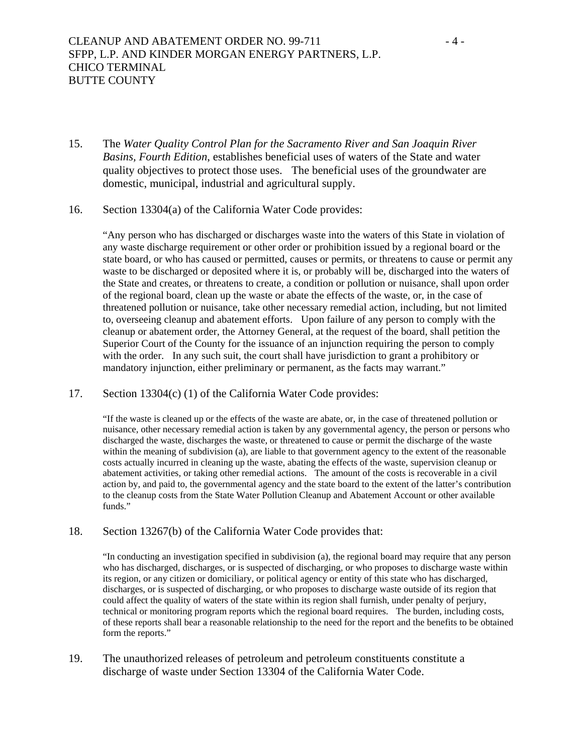15. The *Water Quality Control Plan for the Sacramento River and San Joaquin River Basins, Fourth Edition*, establishes beneficial uses of waters of the State and water quality objectives to protect those uses. The beneficial uses of the groundwater are domestic, municipal, industrial and agricultural supply.

16. Section 13304(a) of the California Water Code provides:

    "Any person who has discharged or discharges waste into the waters of this State in violation of any waste discharge requirement or other order or prohibition issued by a regional board or the state board, or who has caused or permitted, causes or permits, or threatens to cause or permit any waste to be discharged or deposited where it is, or probably will be, discharged into the waters of the State and creates, or threatens to create, a condition or pollution or nuisance, shall upon order of the regional board, clean up the waste or abate the effects of the waste, or, in the case of threatened pollution or nuisance, take other necessary remedial action, including, but not limited to, overseeing cleanup and abatement efforts. Upon failure of any person to comply with the cleanup or abatement order, the Attorney General, at the request of the board, shall petition the Superior Court of the County for the issuance of an injunction requiring the person to comply with the order. In any such suit, the court shall have jurisdiction to grant a prohibitory or mandatory injunction, either preliminary or permanent, as the facts may warrant."

17. Section 13304(c) (1) of the California Water Code provides:

    "If the waste is cleaned up or the effects of the waste are abate, or, in the case of threatened pollution or nuisance, other necessary remedial action is taken by any governmental agency, the person or persons who discharged the waste, discharges the waste, or threatened to cause or permit the discharge of the waste within the meaning of subdivision (a), are liable to that government agency to the extent of the reasonable costs actually incurred in cleaning up the waste, abating the effects of the waste, supervision cleanup or abatement activities, or taking other remedial actions. The amount of the costs is recoverable in a civil action by, and paid to, the governmental agency and the state board to the extent of the latter's contribution to the cleanup costs from the State Water Pollution Cleanup and Abatement Account or other available funds."

18. Section 13267(b) of the California Water Code provides that:

    "In conducting an investigation specified in subdivision (a), the regional board may require that any person who has discharged, discharges, or is suspected of discharging, or who proposes to discharge waste within its region, or any citizen or domiciliary, or political agency or entity of this state who has discharged, discharges, or is suspected of discharging, or who proposes to discharge waste outside of its region that could affect the quality of waters of the state within its region shall furnish, under penalty of perjury, technical or monitoring program reports which the regional board requires. The burden, including costs, of these reports shall bear a reasonable relationship to the need for the report and the benefits to be obtained form the reports."

19. The unauthorized releases of petroleum and petroleum constituents constitute a discharge of waste under Section 13304 of the California Water Code.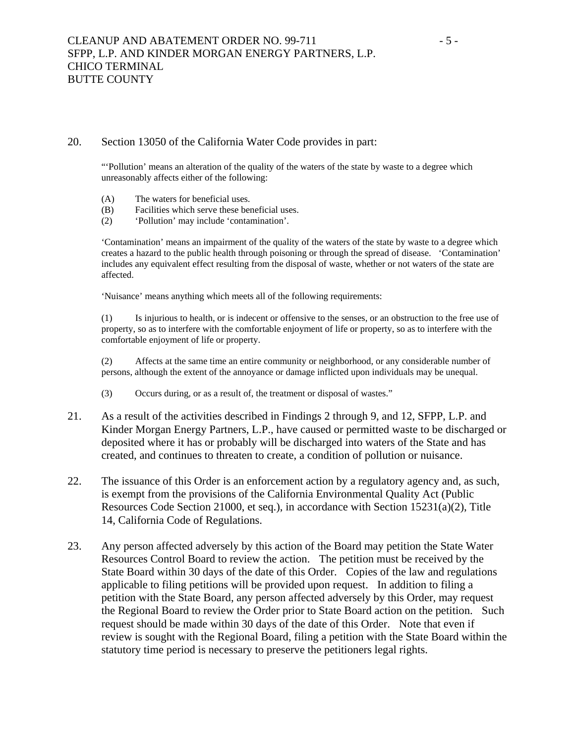20. Section 13050 of the California Water Code provides in part:

> "'Pollution' means an alteration of the quality of the waters of the state by waste to a degree which unreasonably affects either of the following:
>
> (A) The waters for beneficial uses.
> (B) Facilities which serve these beneficial uses.
> (2) 'Pollution' may include 'contamination'.
>
> 'Contamination' means an impairment of the quality of the waters of the state by waste to a degree which creates a hazard to the public health through poisoning or through the spread of disease. 'Contamination' includes any equivalent effect resulting from the disposal of waste, whether or not waters of the state are affected.
>
> 'Nuisance' means anything which meets all of the following requirements:
>
> (1) Is injurious to health, or is indecent or offensive to the senses, or an obstruction to the free use of property, so as to interfere with the comfortable enjoyment of life or property, so as to interfere with the comfortable enjoyment of life or property.
>
> (2) Affects at the same time an entire community or neighborhood, or any considerable number of persons, although the extent of the annoyance or damage inflicted upon individuals may be unequal.
>
> (3) Occurs during, or as a result of, the treatment or disposal of wastes."

21. As a result of the activities described in Findings 2 through 9, and 12, SFPP, L.P. and Kinder Morgan Energy Partners, L.P., have caused or permitted waste to be discharged or deposited where it has or probably will be discharged into waters of the State and has created, and continues to threaten to create, a condition of pollution or nuisance.

22. The issuance of this Order is an enforcement action by a regulatory agency and, as such, is exempt from the provisions of the California Environmental Quality Act (Public Resources Code Section 21000, et seq.), in accordance with Section 15231(a)(2), Title 14, California Code of Regulations.

23. Any person affected adversely by this action of the Board may petition the State Water Resources Control Board to review the action. The petition must be received by the State Board within 30 days of the date of this Order. Copies of the law and regulations applicable to filing petitions will be provided upon request. In addition to filing a petition with the State Board, any person affected adversely by this Order, may request the Regional Board to review the Order prior to State Board action on the petition. Such request should be made within 30 days of the date of this Order. Note that even if review is sought with the Regional Board, filing a petition with the State Board within the statutory time period is necessary to preserve the petitioners legal rights.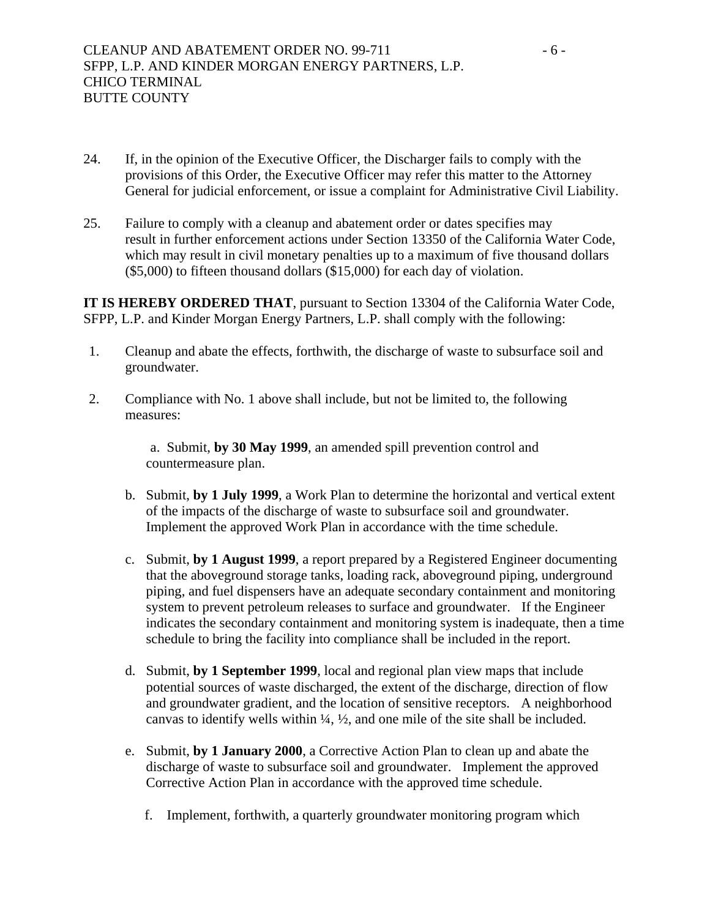24. If, in the opinion of the Executive Officer, the Discharger fails to comply with the provisions of this Order, the Executive Officer may refer this matter to the Attorney General for judicial enforcement, or issue a complaint for Administrative Civil Liability.

25. Failure to comply with a cleanup and abatement order or dates specifies may result in further enforcement actions under Section 13350 of the California Water Code, which may result in civil monetary penalties up to a maximum of five thousand dollars ($5,000) to fifteen thousand dollars ($15,000) for each day of violation.

**IT IS HEREBY ORDERED THAT**, pursuant to Section 13304 of the California Water Code, SFPP, L.P. and Kinder Morgan Energy Partners, L.P. shall comply with the following:

1. Cleanup and abate the effects, forthwith, the discharge of waste to subsurface soil and groundwater.

2. Compliance with No. 1 above shall include, but not be limited to, the following measures:

   a. Submit, **by 30 May 1999**, an amended spill prevention control and countermeasure plan.

   b. Submit, **by 1 July 1999**, a Work Plan to determine the horizontal and vertical extent of the impacts of the discharge of waste to subsurface soil and groundwater. Implement the approved Work Plan in accordance with the time schedule.

   c. Submit, **by 1 August 1999**, a report prepared by a Registered Engineer documenting that the aboveground storage tanks, loading rack, aboveground piping, underground piping, and fuel dispensers have an adequate secondary containment and monitoring system to prevent petroleum releases to surface and groundwater. If the Engineer indicates the secondary containment and monitoring system is inadequate, then a time schedule to bring the facility into compliance shall be included in the report.

   d. Submit, **by 1 September 1999**, local and regional plan view maps that include potential sources of waste discharged, the extent of the discharge, direction of flow and groundwater gradient, and the location of sensitive receptors. A neighborhood canvas to identify wells within ¼, ½, and one mile of the site shall be included.

   e. Submit, **by 1 January 2000**, a Corrective Action Plan to clean up and abate the discharge of waste to subsurface soil and groundwater. Implement the approved Corrective Action Plan in accordance with the approved time schedule.

   f. Implement, forthwith, a quarterly groundwater monitoring program which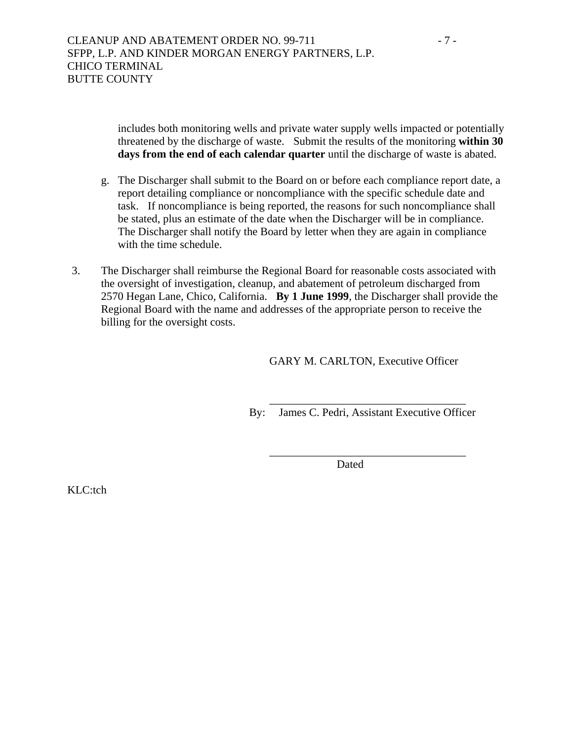includes both monitoring wells and private water supply wells impacted or potentially threatened by the discharge of waste. Submit the results of the monitoring **within 30 days from the end of each calendar quarter** until the discharge of waste is abated.

g. The Discharger shall submit to the Board on or before each compliance report date, a report detailing compliance or noncompliance with the specific schedule date and task. If noncompliance is being reported, the reasons for such noncompliance shall be stated, plus an estimate of the date when the Discharger will be in compliance. The Discharger shall notify the Board by letter when they are again in compliance with the time schedule.

3. The Discharger shall reimburse the Regional Board for reasonable costs associated with the oversight of investigation, cleanup, and abatement of petroleum discharged from 2570 Hegan Lane, Chico, California. **By 1 June 1999**, the Discharger shall provide the Regional Board with the name and addresses of the appropriate person to receive the billing for the oversight costs.

GARY M. CARLTON, Executive Officer

\_\_\_\_\_\_\_\_\_\_\_\_\_\_\_\_\_\_\_\_\_\_\_\_\_\_\_\_\_\_\_\_\_\_\_\_

By: James C. Pedri, Assistant Executive Officer

\_\_\_\_\_\_\_\_\_\_\_\_\_\_\_\_\_\_\_\_\_\_\_\_\_\_\_\_\_\_\_\_\_\_\_\_

Dated

KLC:tch